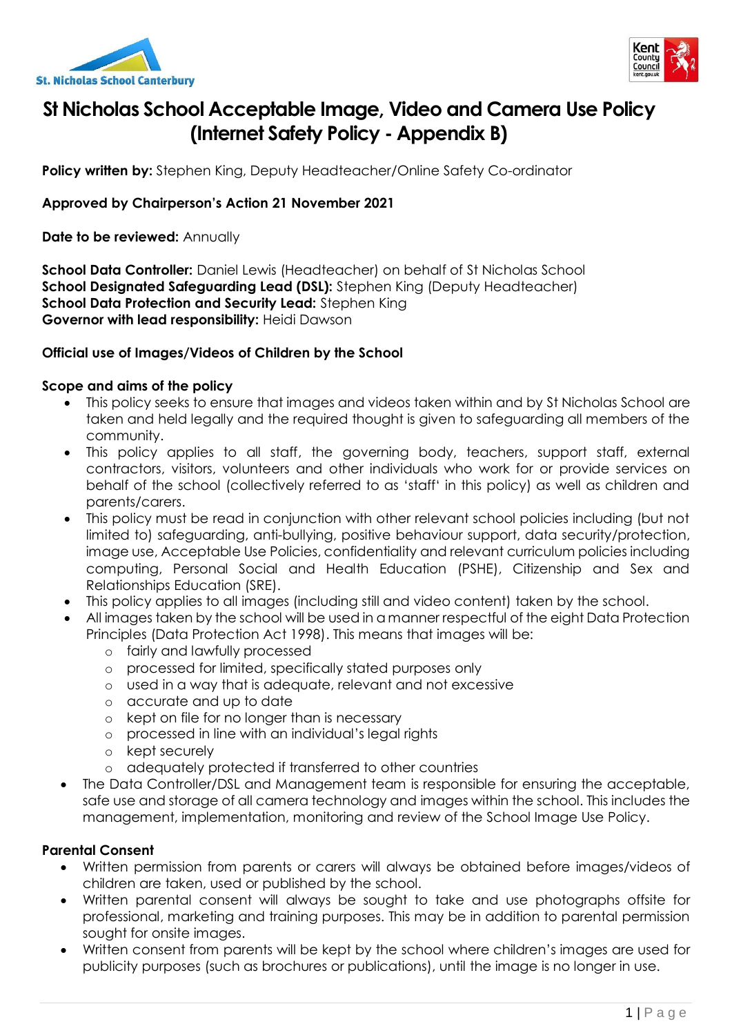# St Nicholas School Acceptable Image, Video and Camera Use Policy (Internet Safety Policy - Appendix B)

**Policy written by:** Stephen King, Deputy Headteacher/Online Safety Co-ordinator

**Approved by Chairperson's Action 21 November 2021**

**Date to be reviewed:** Annually

**School Data Controller:** Daniel Lewis (Headteacher) on behalf of St Nicholas School
**School Designated Safeguarding Lead (DSL):** Stephen King (Deputy Headteacher)
**School Data Protection and Security Lead:** Stephen King
**Governor with lead responsibility:** Heidi Dawson

**Official use of Images/Videos of Children by the School**

### Scope and aims of the policy

- This policy seeks to ensure that images and videos taken within and by St Nicholas School are taken and held legally and the required thought is given to safeguarding all members of the community.
- This policy applies to all staff, the governing body, teachers, support staff, external contractors, visitors, volunteers and other individuals who work for or provide services on behalf of the school (collectively referred to as 'staff' in this policy) as well as children and parents/carers.
- This policy must be read in conjunction with other relevant school policies including (but not limited to) safeguarding, anti-bullying, positive behaviour support, data security/protection, image use, Acceptable Use Policies, confidentiality and relevant curriculum policies including computing, Personal Social and Health Education (PSHE), Citizenship and Sex and Relationships Education (SRE).
- This policy applies to all images (including still and video content) taken by the school.
- All images taken by the school will be used in a manner respectful of the eight Data Protection Principles (Data Protection Act 1998). This means that images will be:
  - fairly and lawfully processed
  - processed for limited, specifically stated purposes only
  - used in a way that is adequate, relevant and not excessive
  - accurate and up to date
  - kept on file for no longer than is necessary
  - processed in line with an individual's legal rights
  - kept securely
  - adequately protected if transferred to other countries
- The Data Controller/DSL and Management team is responsible for ensuring the acceptable, safe use and storage of all camera technology and images within the school. This includes the management, implementation, monitoring and review of the School Image Use Policy.

### Parental Consent

- Written permission from parents or carers will always be obtained before images/videos of children are taken, used or published by the school.
- Written parental consent will always be sought to take and use photographs offsite for professional, marketing and training purposes. This may be in addition to parental permission sought for onsite images.
- Written consent from parents will be kept by the school where children's images are used for publicity purposes (such as brochures or publications), until the image is no longer in use.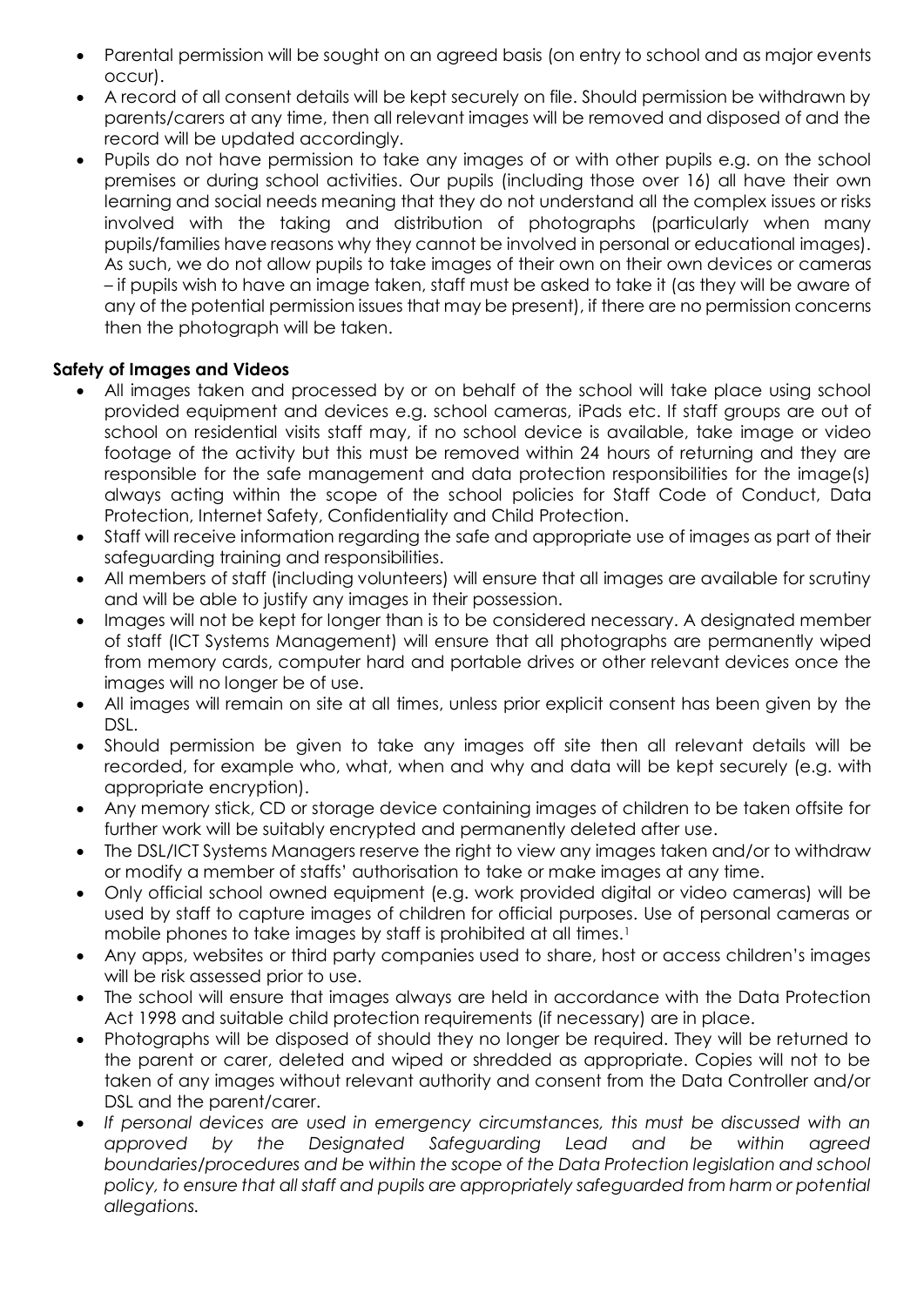- Parental permission will be sought on an agreed basis (on entry to school and as major events occur).
- A record of all consent details will be kept securely on file. Should permission be withdrawn by parents/carers at any time, then all relevant images will be removed and disposed of and the record will be updated accordingly.
- Pupils do not have permission to take any images of or with other pupils e.g. on the school premises or during school activities. Our pupils (including those over 16) all have their own learning and social needs meaning that they do not understand all the complex issues or risks involved with the taking and distribution of photographs (particularly when many pupils/families have reasons why they cannot be involved in personal or educational images). As such, we do not allow pupils to take images of their own on their own devices or cameras – if pupils wish to have an image taken, staff must be asked to take it (as they will be aware of any of the potential permission issues that may be present), if there are no permission concerns then the photograph will be taken.

**Safety of Images and Videos**

- All images taken and processed by or on behalf of the school will take place using school provided equipment and devices e.g. school cameras, iPads etc. If staff groups are out of school on residential visits staff may, if no school device is available, take image or video footage of the activity but this must be removed within 24 hours of returning and they are responsible for the safe management and data protection responsibilities for the image(s) always acting within the scope of the school policies for Staff Code of Conduct, Data Protection, Internet Safety, Confidentiality and Child Protection.
- Staff will receive information regarding the safe and appropriate use of images as part of their safeguarding training and responsibilities.
- All members of staff (including volunteers) will ensure that all images are available for scrutiny and will be able to justify any images in their possession.
- Images will not be kept for longer than is to be considered necessary. A designated member of staff (ICT Systems Management) will ensure that all photographs are permanently wiped from memory cards, computer hard and portable drives or other relevant devices once the images will no longer be of use.
- All images will remain on site at all times, unless prior explicit consent has been given by the DSL.
- Should permission be given to take any images off site then all relevant details will be recorded, for example who, what, when and why and data will be kept securely (e.g. with appropriate encryption).
- Any memory stick, CD or storage device containing images of children to be taken offsite for further work will be suitably encrypted and permanently deleted after use.
- The DSL/ICT Systems Managers reserve the right to view any images taken and/or to withdraw or modify a member of staffs' authorisation to take or make images at any time.
- Only official school owned equipment (e.g. work provided digital or video cameras) will be used by staff to capture images of children for official purposes. Use of personal cameras or mobile phones to take images by staff is prohibited at all times.[1]
- Any apps, websites or third party companies used to share, host or access children's images will be risk assessed prior to use.
- The school will ensure that images always are held in accordance with the Data Protection Act 1998 and suitable child protection requirements (if necessary) are in place.
- Photographs will be disposed of should they no longer be required. They will be returned to the parent or carer, deleted and wiped or shredded as appropriate. Copies will not to be taken of any images without relevant authority and consent from the Data Controller and/or DSL and the parent/carer.
- *If personal devices are used in emergency circumstances, this must be discussed with an approved by the Designated Safeguarding Lead and be within agreed boundaries/procedures and be within the scope of the Data Protection legislation and school policy, to ensure that all staff and pupils are appropriately safeguarded from harm or potential allegations.*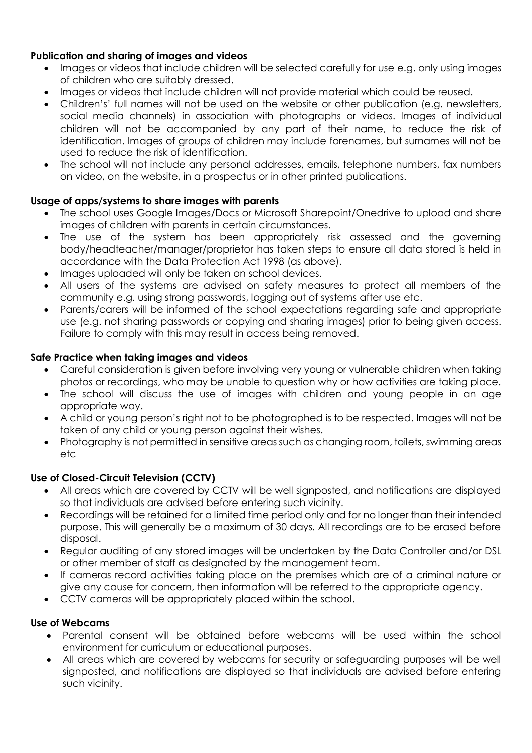**Publication and sharing of images and videos**

- Images or videos that include children will be selected carefully for use e.g. only using images of children who are suitably dressed.
- Images or videos that include children will not provide material which could be reused.
- Children's' full names will not be used on the website or other publication (e.g. newsletters, social media channels) in association with photographs or videos. Images of individual children will not be accompanied by any part of their name, to reduce the risk of identification. Images of groups of children may include forenames, but surnames will not be used to reduce the risk of identification.
- The school will not include any personal addresses, emails, telephone numbers, fax numbers on video, on the website, in a prospectus or in other printed publications.

**Usage of apps/systems to share images with parents**

- The school uses Google Images/Docs or Microsoft Sharepoint/Onedrive to upload and share images of children with parents in certain circumstances.
- The use of the system has been appropriately risk assessed and the governing body/headteacher/manager/proprietor has taken steps to ensure all data stored is held in accordance with the Data Protection Act 1998 (as above).
- Images uploaded will only be taken on school devices.
- All users of the systems are advised on safety measures to protect all members of the community e.g. using strong passwords, logging out of systems after use etc.
- Parents/carers will be informed of the school expectations regarding safe and appropriate use (e.g. not sharing passwords or copying and sharing images) prior to being given access. Failure to comply with this may result in access being removed.

**Safe Practice when taking images and videos**

- Careful consideration is given before involving very young or vulnerable children when taking photos or recordings, who may be unable to question why or how activities are taking place.
- The school will discuss the use of images with children and young people in an age appropriate way.
- A child or young person's right not to be photographed is to be respected. Images will not be taken of any child or young person against their wishes.
- Photography is not permitted in sensitive areas such as changing room, toilets, swimming areas etc

**Use of Closed-Circuit Television (CCTV)**

- All areas which are covered by CCTV will be well signposted, and notifications are displayed so that individuals are advised before entering such vicinity.
- Recordings will be retained for a limited time period only and for no longer than their intended purpose. This will generally be a maximum of 30 days. All recordings are to be erased before disposal.
- Regular auditing of any stored images will be undertaken by the Data Controller and/or DSL or other member of staff as designated by the management team.
- If cameras record activities taking place on the premises which are of a criminal nature or give any cause for concern, then information will be referred to the appropriate agency.
- CCTV cameras will be appropriately placed within the school.

**Use of Webcams**

- Parental consent will be obtained before webcams will be used within the school environment for curriculum or educational purposes.
- All areas which are covered by webcams for security or safeguarding purposes will be well signposted, and notifications are displayed so that individuals are advised before entering such vicinity.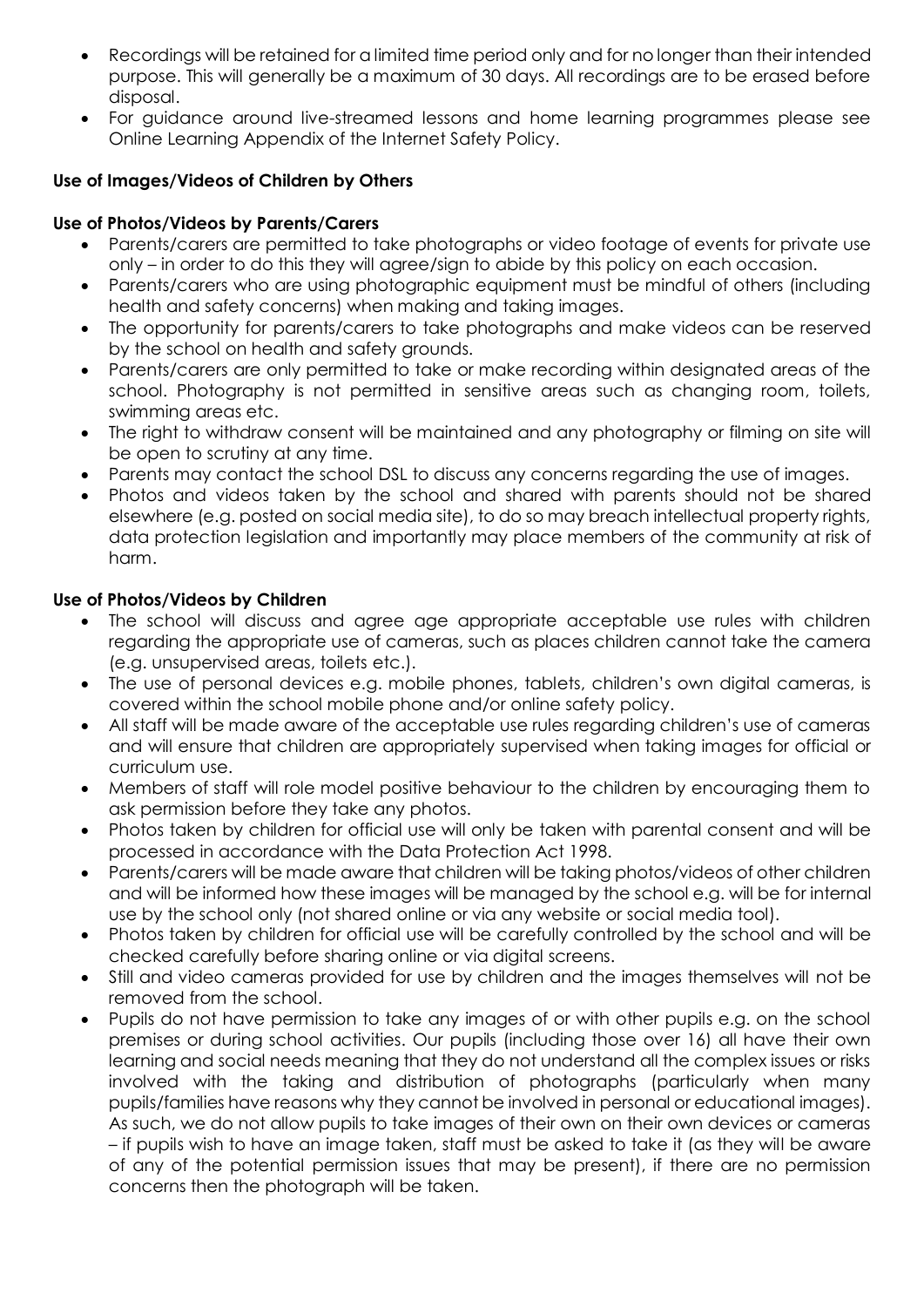- Recordings will be retained for a limited time period only and for no longer than their intended purpose. This will generally be a maximum of 30 days. All recordings are to be erased before disposal.
- For guidance around live-streamed lessons and home learning programmes please see Online Learning Appendix of the Internet Safety Policy.

**Use of Images/Videos of Children by Others**

**Use of Photos/Videos by Parents/Carers**

- Parents/carers are permitted to take photographs or video footage of events for private use only – in order to do this they will agree/sign to abide by this policy on each occasion.
- Parents/carers who are using photographic equipment must be mindful of others (including health and safety concerns) when making and taking images.
- The opportunity for parents/carers to take photographs and make videos can be reserved by the school on health and safety grounds.
- Parents/carers are only permitted to take or make recording within designated areas of the school. Photography is not permitted in sensitive areas such as changing room, toilets, swimming areas etc.
- The right to withdraw consent will be maintained and any photography or filming on site will be open to scrutiny at any time.
- Parents may contact the school DSL to discuss any concerns regarding the use of images.
- Photos and videos taken by the school and shared with parents should not be shared elsewhere (e.g. posted on social media site), to do so may breach intellectual property rights, data protection legislation and importantly may place members of the community at risk of harm.

**Use of Photos/Videos by Children**

- The school will discuss and agree age appropriate acceptable use rules with children regarding the appropriate use of cameras, such as places children cannot take the camera (e.g. unsupervised areas, toilets etc.).
- The use of personal devices e.g. mobile phones, tablets, children's own digital cameras, is covered within the school mobile phone and/or online safety policy.
- All staff will be made aware of the acceptable use rules regarding children's use of cameras and will ensure that children are appropriately supervised when taking images for official or curriculum use.
- Members of staff will role model positive behaviour to the children by encouraging them to ask permission before they take any photos.
- Photos taken by children for official use will only be taken with parental consent and will be processed in accordance with the Data Protection Act 1998.
- Parents/carers will be made aware that children will be taking photos/videos of other children and will be informed how these images will be managed by the school e.g. will be for internal use by the school only (not shared online or via any website or social media tool).
- Photos taken by children for official use will be carefully controlled by the school and will be checked carefully before sharing online or via digital screens.
- Still and video cameras provided for use by children and the images themselves will not be removed from the school.
- Pupils do not have permission to take any images of or with other pupils e.g. on the school premises or during school activities. Our pupils (including those over 16) all have their own learning and social needs meaning that they do not understand all the complex issues or risks involved with the taking and distribution of photographs (particularly when many pupils/families have reasons why they cannot be involved in personal or educational images). As such, we do not allow pupils to take images of their own on their own devices or cameras – if pupils wish to have an image taken, staff must be asked to take it (as they will be aware of any of the potential permission issues that may be present), if there are no permission concerns then the photograph will be taken.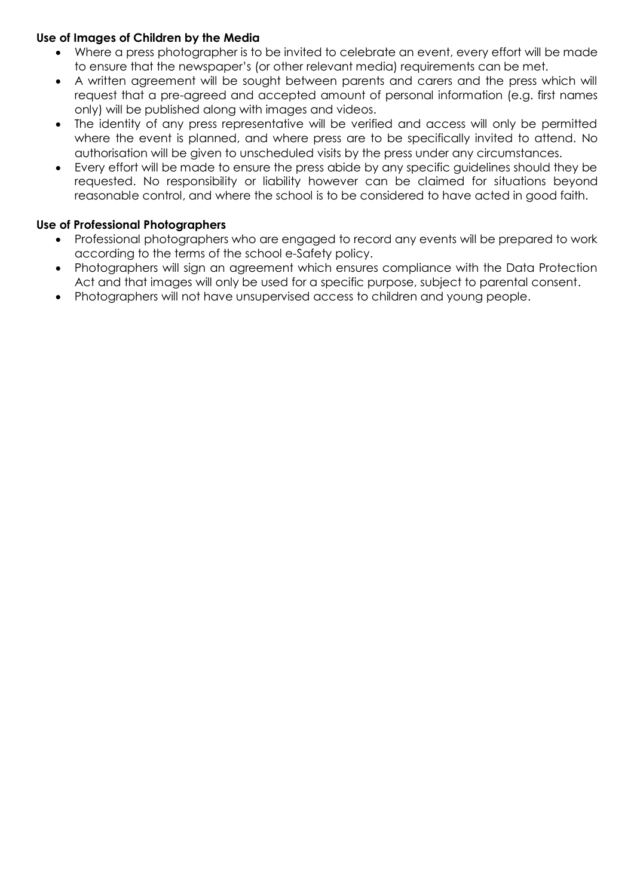**Use of Images of Children by the Media**

- Where a press photographer is to be invited to celebrate an event, every effort will be made to ensure that the newspaper's (or other relevant media) requirements can be met.
- A written agreement will be sought between parents and carers and the press which will request that a pre-agreed and accepted amount of personal information (e.g. first names only) will be published along with images and videos.
- The identity of any press representative will be verified and access will only be permitted where the event is planned, and where press are to be specifically invited to attend. No authorisation will be given to unscheduled visits by the press under any circumstances.
- Every effort will be made to ensure the press abide by any specific guidelines should they be requested. No responsibility or liability however can be claimed for situations beyond reasonable control, and where the school is to be considered to have acted in good faith.

**Use of Professional Photographers**

- Professional photographers who are engaged to record any events will be prepared to work according to the terms of the school e-Safety policy.
- Photographers will sign an agreement which ensures compliance with the Data Protection Act and that images will only be used for a specific purpose, subject to parental consent.
- Photographers will not have unsupervised access to children and young people.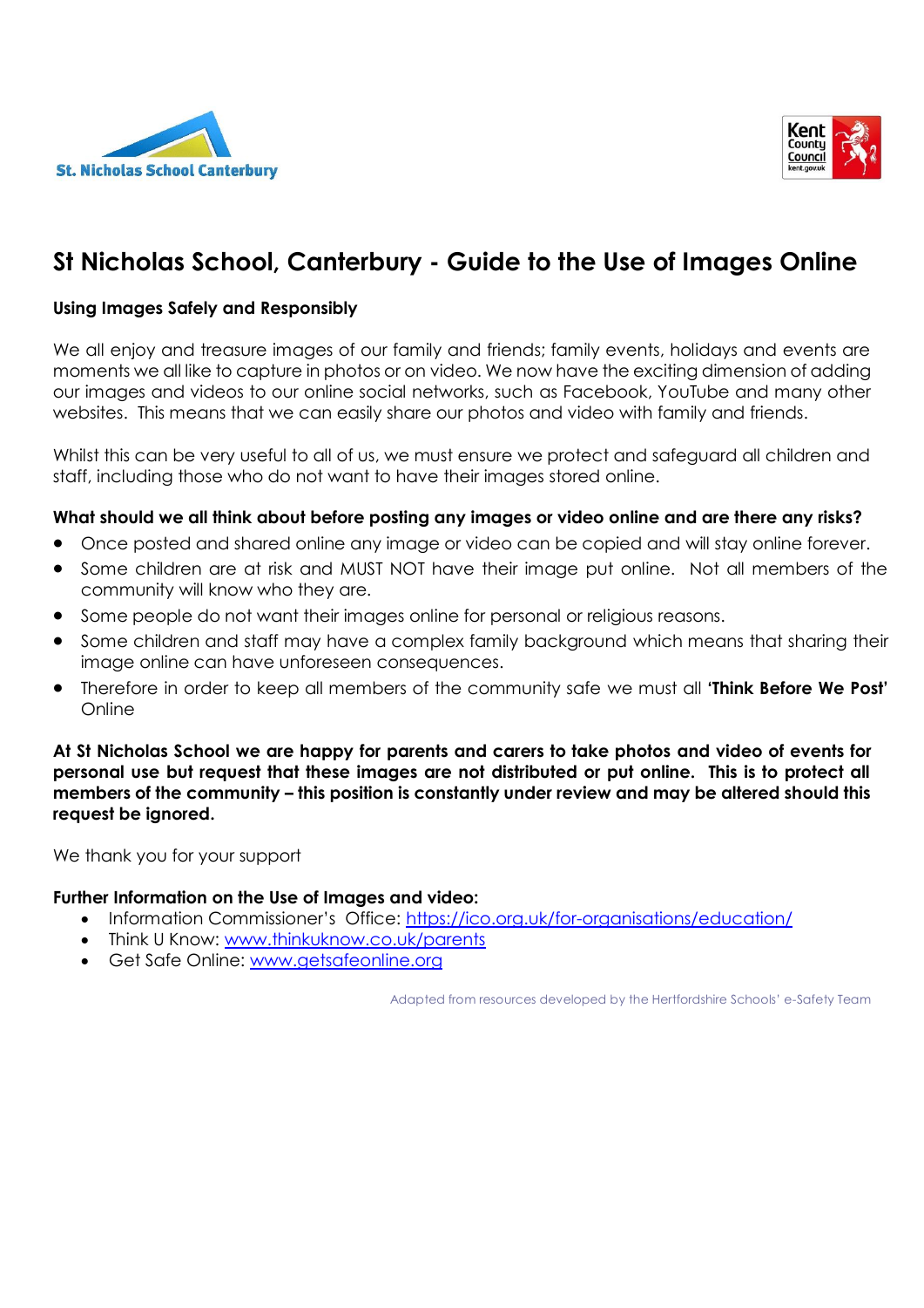St. Nicholas School Canterbury

Kent County Council kent.gov.uk

# St Nicholas School, Canterbury - Guide to the Use of Images Online

**Using Images Safely and Responsibly**

We all enjoy and treasure images of our family and friends; family events, holidays and events are moments we all like to capture in photos or on video. We now have the exciting dimension of adding our images and videos to our online social networks, such as Facebook, YouTube and many other websites. This means that we can easily share our photos and video with family and friends.

Whilst this can be very useful to all of us, we must ensure we protect and safeguard all children and staff, including those who do not want to have their images stored online.

**What should we all think about before posting any images or video online and are there any risks?**

- Once posted and shared online any image or video can be copied and will stay online forever.
- Some children are at risk and MUST NOT have their image put online. Not all members of the community will know who they are.
- Some people do not want their images online for personal or religious reasons.
- Some children and staff may have a complex family background which means that sharing their image online can have unforeseen consequences.
- Therefore in order to keep all members of the community safe we must all **'Think Before We Post'** Online

**At St Nicholas School we are happy for parents and carers to take photos and video of events for personal use but request that these images are not distributed or put online. This is to protect all members of the community – this position is constantly under review and may be altered should this request be ignored.**

We thank you for your support

**Further Information on the Use of Images and video:**

- Information Commissioner's Office: https://ico.org.uk/for-organisations/education/
- Think U Know: www.thinkuknow.co.uk/parents
- Get Safe Online: www.getsafeonline.org

Adapted from resources developed by the Hertfordshire Schools' e-Safety Team